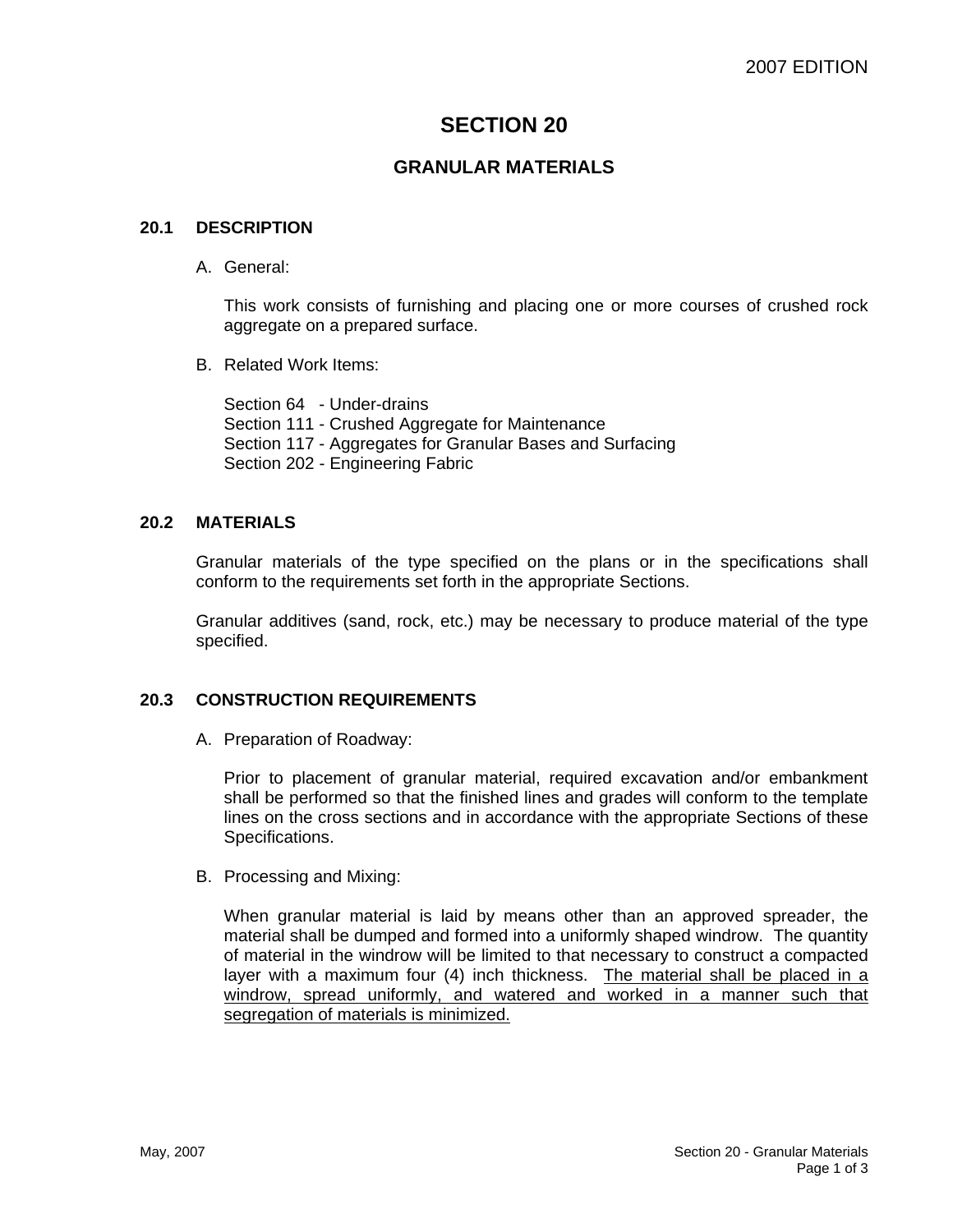# SECTION 20

## GRANULAR MATERIALS

### 20.1 DESCRIPTION

A. General:

This work consists of furnishing and placing one or more courses of crushed rock aggregate on a prepared surface.

B. Related Work Items:

Section 64 - Under-drains
Section 111 - Crushed Aggregate for Maintenance
Section 117 - Aggregates for Granular Bases and Surfacing
Section 202 - Engineering Fabric

### 20.2 MATERIALS

Granular materials of the type specified on the plans or in the specifications shall conform to the requirements set forth in the appropriate Sections.

Granular additives (sand, rock, etc.) may be necessary to produce material of the type specified.

### 20.3 CONSTRUCTION REQUIREMENTS

A. Preparation of Roadway:

Prior to placement of granular material, required excavation and/or embankment shall be performed so that the finished lines and grades will conform to the template lines on the cross sections and in accordance with the appropriate Sections of these Specifications.

B. Processing and Mixing:

When granular material is laid by means other than an approved spreader, the material shall be dumped and formed into a uniformly shaped windrow. The quantity of material in the windrow will be limited to that necessary to construct a compacted layer with a maximum four (4) inch thickness. <u>The material shall be placed in a windrow, spread uniformly, and watered and worked in a manner such that segregation of materials is minimized.</u>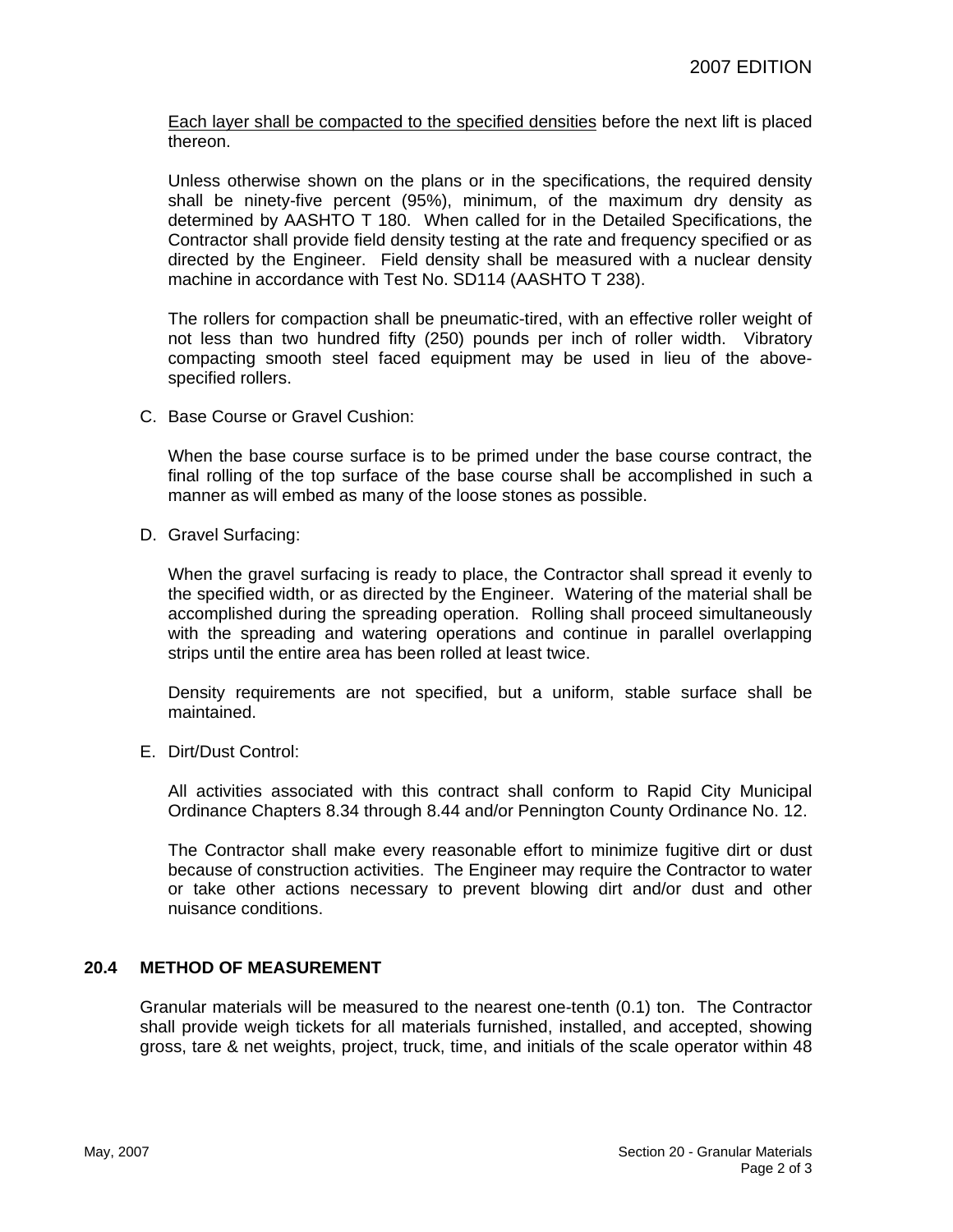Each layer shall be compacted to the specified densities before the next lift is placed thereon.

Unless otherwise shown on the plans or in the specifications, the required density shall be ninety-five percent (95%), minimum, of the maximum dry density as determined by AASHTO T 180. When called for in the Detailed Specifications, the Contractor shall provide field density testing at the rate and frequency specified or as directed by the Engineer. Field density shall be measured with a nuclear density machine in accordance with Test No. SD114 (AASHTO T 238).

The rollers for compaction shall be pneumatic-tired, with an effective roller weight of not less than two hundred fifty (250) pounds per inch of roller width. Vibratory compacting smooth steel faced equipment may be used in lieu of the above-specified rollers.

C. Base Course or Gravel Cushion:

When the base course surface is to be primed under the base course contract, the final rolling of the top surface of the base course shall be accomplished in such a manner as will embed as many of the loose stones as possible.

D. Gravel Surfacing:

When the gravel surfacing is ready to place, the Contractor shall spread it evenly to the specified width, or as directed by the Engineer. Watering of the material shall be accomplished during the spreading operation. Rolling shall proceed simultaneously with the spreading and watering operations and continue in parallel overlapping strips until the entire area has been rolled at least twice.

Density requirements are not specified, but a uniform, stable surface shall be maintained.

E. Dirt/Dust Control:

All activities associated with this contract shall conform to Rapid City Municipal Ordinance Chapters 8.34 through 8.44 and/or Pennington County Ordinance No. 12.

The Contractor shall make every reasonable effort to minimize fugitive dirt or dust because of construction activities. The Engineer may require the Contractor to water or take other actions necessary to prevent blowing dirt and/or dust and other nuisance conditions.

## 20.4 METHOD OF MEASUREMENT

Granular materials will be measured to the nearest one-tenth (0.1) ton. The Contractor shall provide weigh tickets for all materials furnished, installed, and accepted, showing gross, tare & net weights, project, truck, time, and initials of the scale operator within 48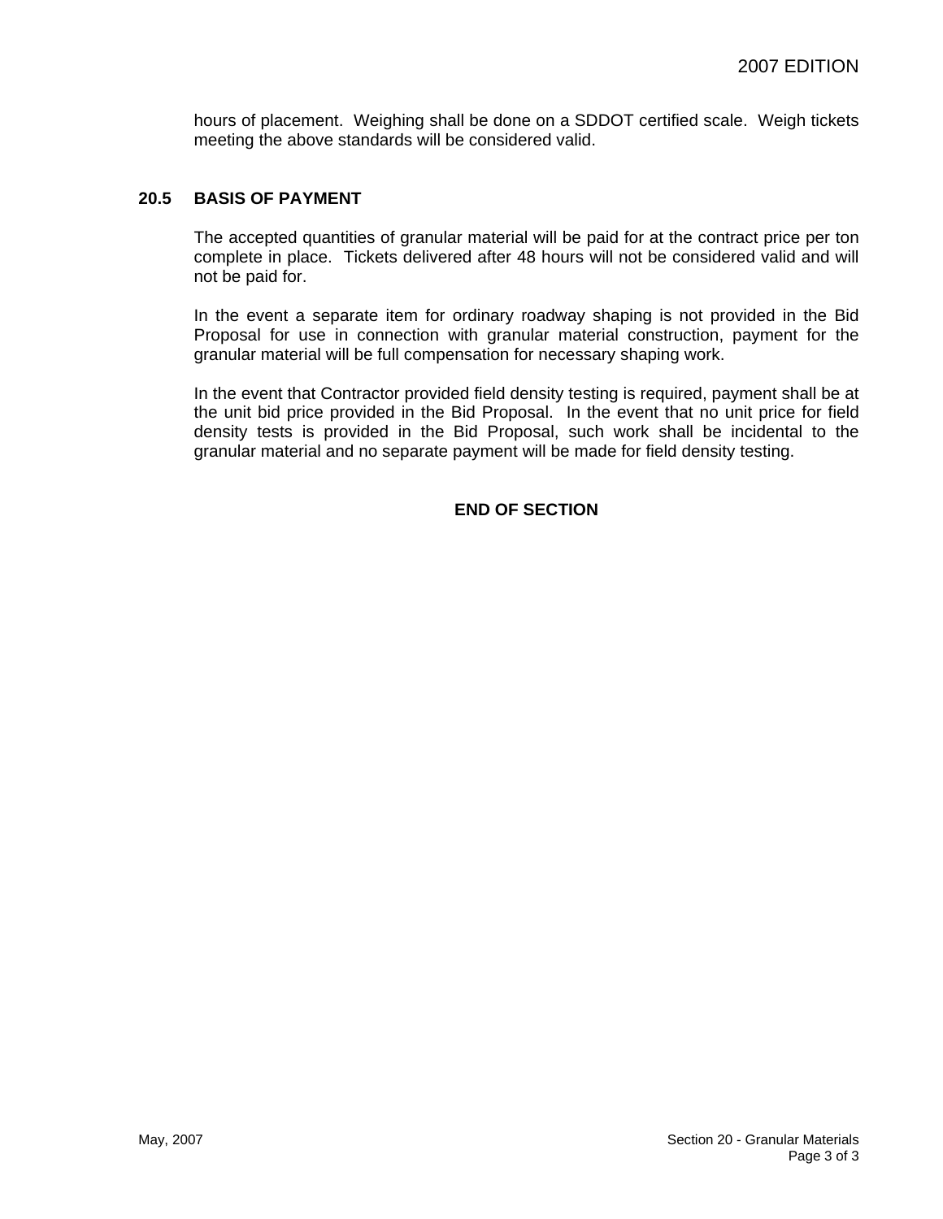hours of placement. Weighing shall be done on a SDDOT certified scale. Weigh tickets meeting the above standards will be considered valid.

## 20.5 BASIS OF PAYMENT

The accepted quantities of granular material will be paid for at the contract price per ton complete in place. Tickets delivered after 48 hours will not be considered valid and will not be paid for.

In the event a separate item for ordinary roadway shaping is not provided in the Bid Proposal for use in connection with granular material construction, payment for the granular material will be full compensation for necessary shaping work.

In the event that Contractor provided field density testing is required, payment shall be at the unit bid price provided in the Bid Proposal. In the event that no unit price for field density tests is provided in the Bid Proposal, such work shall be incidental to the granular material and no separate payment will be made for field density testing.

**END OF SECTION**